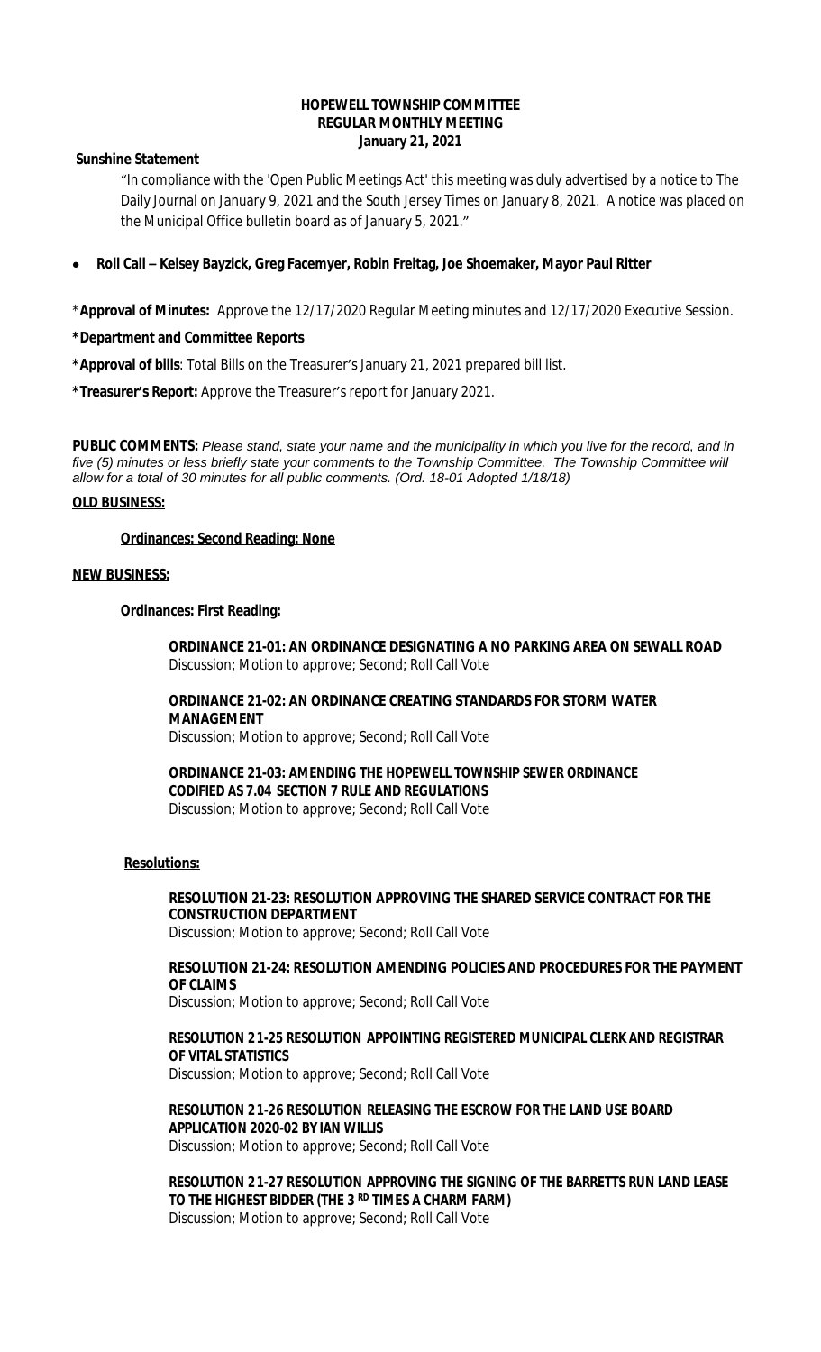# HOPEWELL TOWNSHIP COMMITTEE
## REGULAR MONTHLY MEETING
### January 21, 2021

**Sunshine Statement**

"In compliance with the 'Open Public Meetings Act' this meeting was duly advertised by a notice to The Daily Journal on January 9, 2021 and the South Jersey Times on January 8, 2021. A notice was placed on the Municipal Office bulletin board as of January 5, 2021."

- **Roll Call – Kelsey Bayzick, Greg Facemyer, Robin Freitag, Joe Shoemaker, Mayor Paul Ritter**

***Approval of Minutes:** Approve the 12/17/2020 Regular Meeting minutes and 12/17/2020 Executive Session.

***Department and Committee Reports**

***Approval of bills**: Total Bills on the Treasurer's January 21, 2021 prepared bill list.

***Treasurer's Report:** Approve the Treasurer's report for January 2021.

**PUBLIC COMMENTS:** *Please stand, state your name and the municipality in which you live for the record, and in five (5) minutes or less briefly state your comments to the Township Committee. The Township Committee will allow for a total of 30 minutes for all public comments. (Ord. 18-01 Adopted 1/18/18)*

**OLD BUSINESS:**

**Ordinances: Second Reading: None**

**NEW BUSINESS:**

**Ordinances: First Reading:**

**ORDINANCE 21-01: AN ORDINANCE DESIGNATING A NO PARKING AREA ON SEWALL ROAD**
Discussion; Motion to approve; Second; Roll Call Vote

**ORDINANCE 21-02: AN ORDINANCE CREATING STANDARDS FOR STORM WATER MANAGEMENT**
Discussion; Motion to approve; Second; Roll Call Vote

**ORDINANCE 21-03: AMENDING THE HOPEWELL TOWNSHIP SEWER ORDINANCE CODIFIED AS 7.04 SECTION 7 RULE AND REGULATIONS**
Discussion; Motion to approve; Second; Roll Call Vote

**Resolutions:**

**RESOLUTION 21-23: RESOLUTION APPROVING THE SHARED SERVICE CONTRACT FOR THE CONSTRUCTION DEPARTMENT**
Discussion; Motion to approve; Second; Roll Call Vote

**RESOLUTION 21-24: RESOLUTION AMENDING POLICIES AND PROCEDURES FOR THE PAYMENT OF CLAIMS**
Discussion; Motion to approve; Second; Roll Call Vote

**RESOLUTION 21-25 RESOLUTION APPOINTING REGISTERED MUNICIPAL CLERK AND REGISTRAR OF VITAL STATISTICS**
Discussion; Motion to approve; Second; Roll Call Vote

**RESOLUTION 21-26 RESOLUTION RELEASING THE ESCROW FOR THE LAND USE BOARD APPLICATION 2020-02 BY IAN WILLIS**
Discussion; Motion to approve; Second; Roll Call Vote

**RESOLUTION 21-27 RESOLUTION APPROVING THE SIGNING OF THE BARRETTS RUN LAND LEASE TO THE HIGHEST BIDDER (THE 3RD TIMES A CHARM FARM)**
Discussion; Motion to approve; Second; Roll Call Vote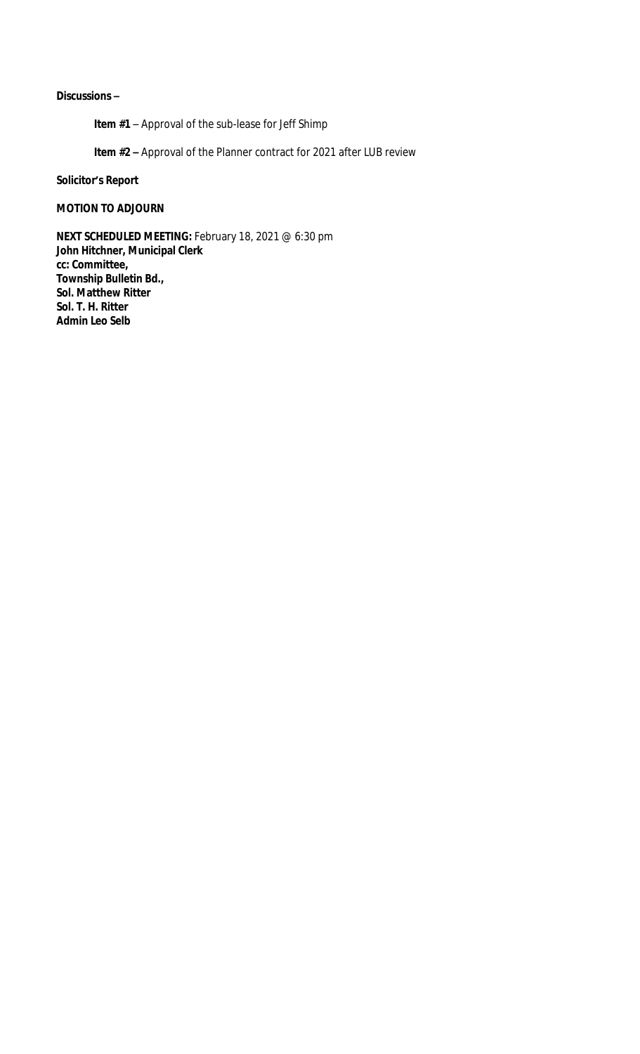**Discussions –**

**Item #1** – Approval of the sub-lease for Jeff Shimp

**Item #2 –** Approval of the Planner contract for 2021 after LUB review

**Solicitor's Report**

**MOTION TO ADJOURN**

**NEXT SCHEDULED MEETING:** February 18, 2021 @ 6:30 pm
**John Hitchner, Municipal Clerk**
**cc: Committee,**
**Township Bulletin Bd.,**
**Sol. Matthew Ritter**
**Sol. T. H. Ritter**
**Admin Leo Selb**